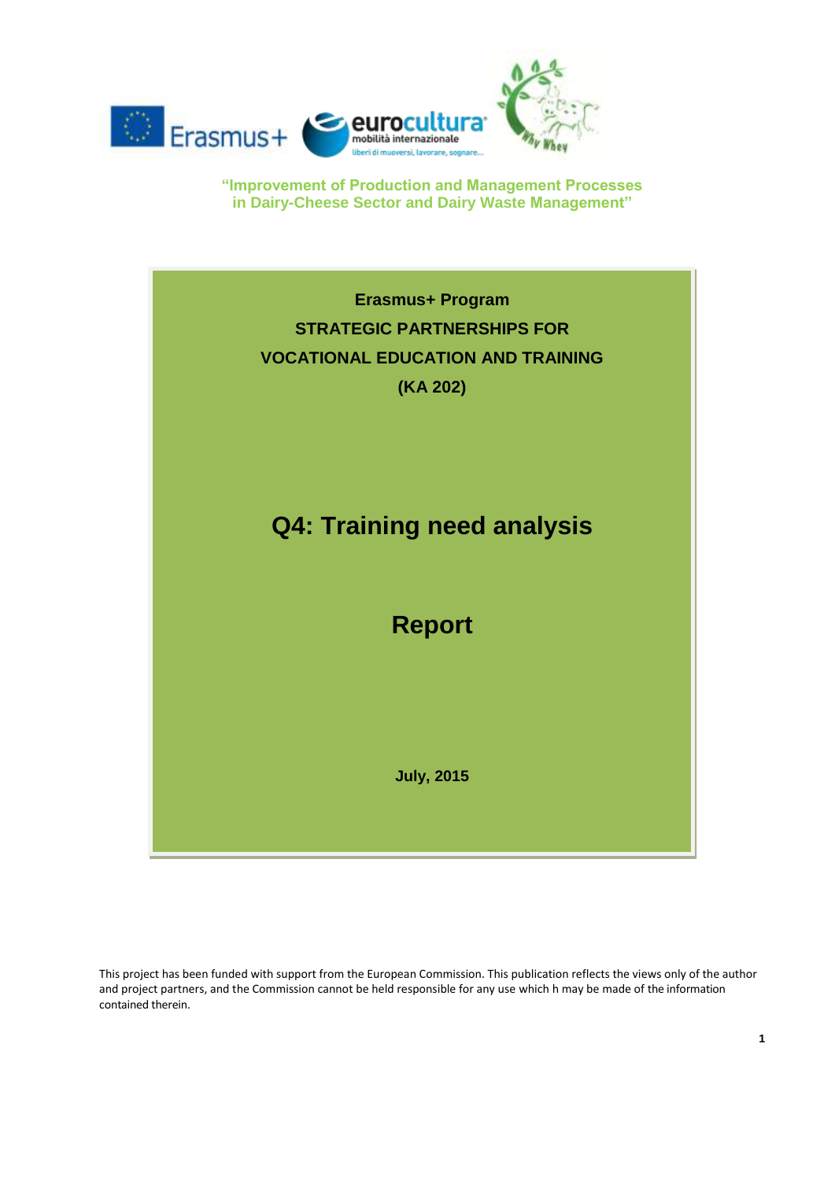**"Improvement of Production and Management Processes in Dairy-Cheese Sector and Dairy Waste Management"**

**Erasmus+ Program**

**STRATEGIC PARTNERSHIPS FOR VOCATIONAL EDUCATION AND TRAINING (KA 202)**

# Q4: Training need analysis

# Report

**July, 2015**

This project has been funded with support from the European Commission. This publication reflects the views only of the author and project partners, and the Commission cannot be held responsible for any use which h may be made of the information contained therein.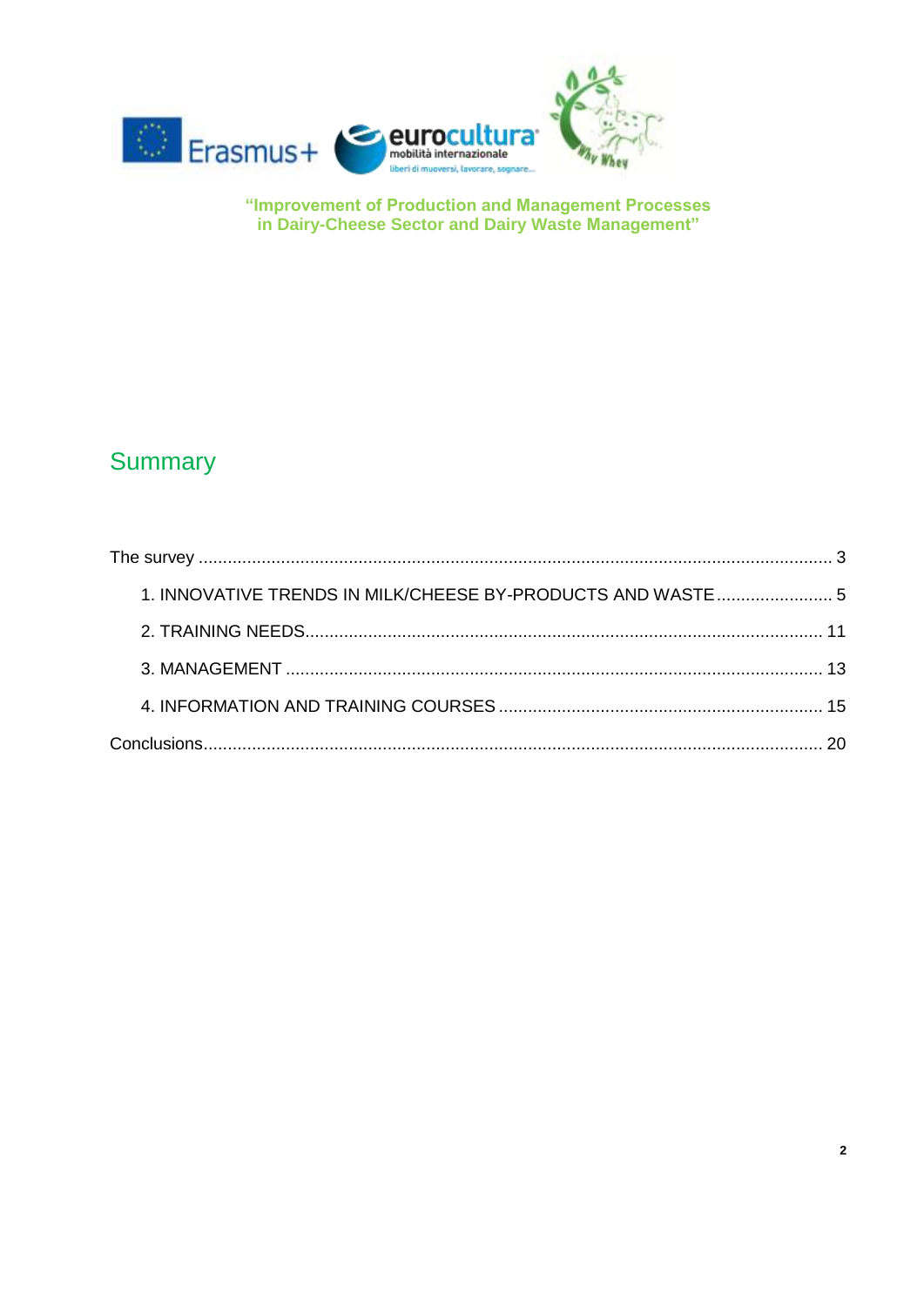"Improvement of Production and Management Processes in Dairy-Cheese Sector and Dairy Waste Management"

## Summary

The survey ........................................................................................................................ 3

- 1. INNOVATIVE TRENDS IN MILK/CHEESE BY-PRODUCTS AND WASTE ........................ 5
- 2. TRAINING NEEDS........................................................................................................... 11
- 3. MANAGEMENT ............................................................................................................... 13
- 4. INFORMATION AND TRAINING COURSES .................................................................. 15

Conclusions............................................................................................................................. 20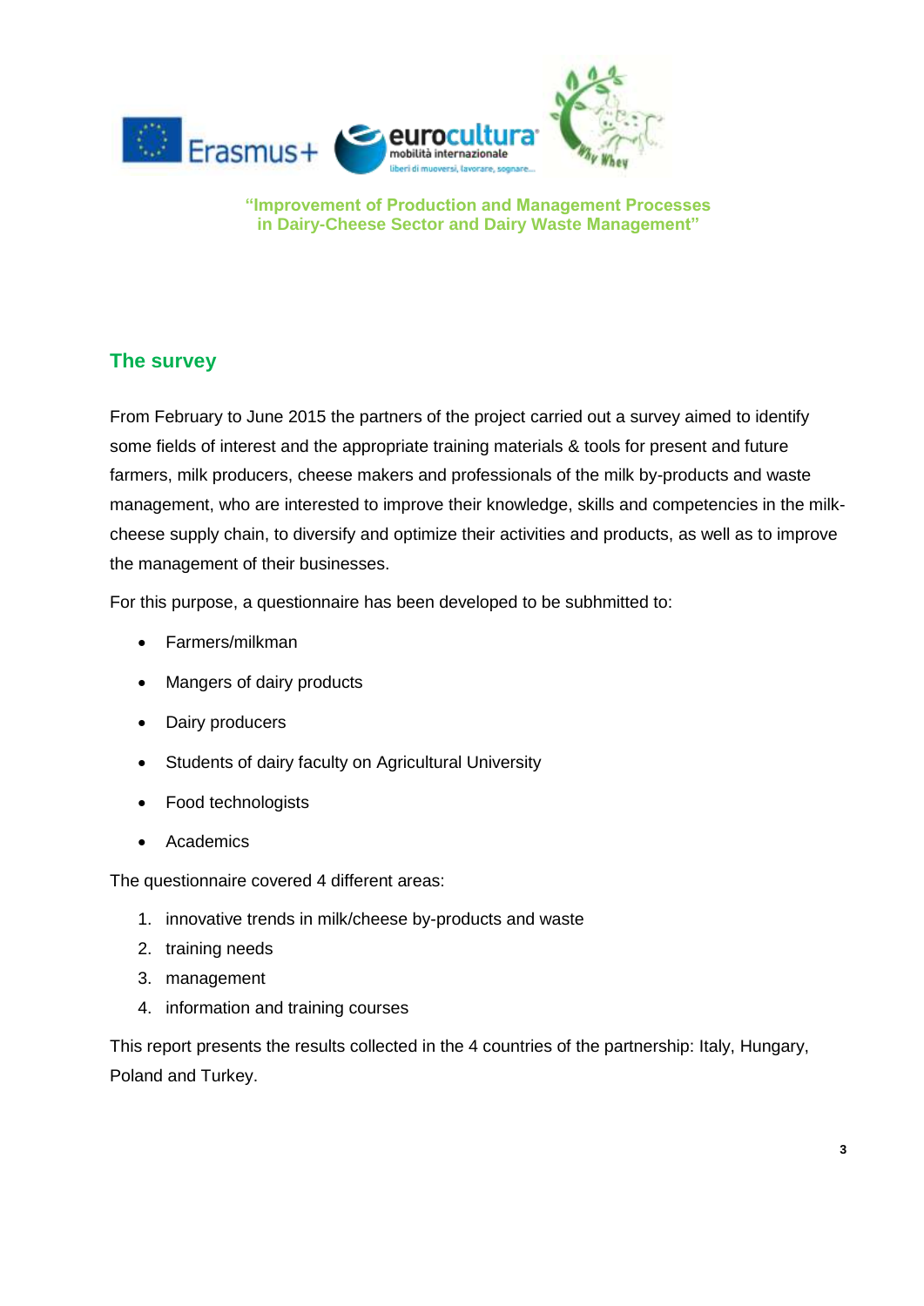"Improvement of Production and Management Processes in Dairy-Cheese Sector and Dairy Waste Management"

## The survey

From February to June 2015 the partners of the project carried out a survey aimed to identify some fields of interest and the appropriate training materials & tools for present and future farmers, milk producers, cheese makers and professionals of the milk by-products and waste management, who are interested to improve their knowledge, skills and competencies in the milk-cheese supply chain, to diversify and optimize their activities and products, as well as to improve the management of their businesses.

For this purpose, a questionnaire has been developed to be subhmitted to:

- Farmers/milkman
- Mangers of dairy products
- Dairy producers
- Students of dairy faculty on Agricultural University
- Food technologists
- Academics

The questionnaire covered 4 different areas:

1. innovative trends in milk/cheese by-products and waste
2. training needs
3. management
4. information and training courses

This report presents the results collected in the 4 countries of the partnership: Italy, Hungary, Poland and Turkey.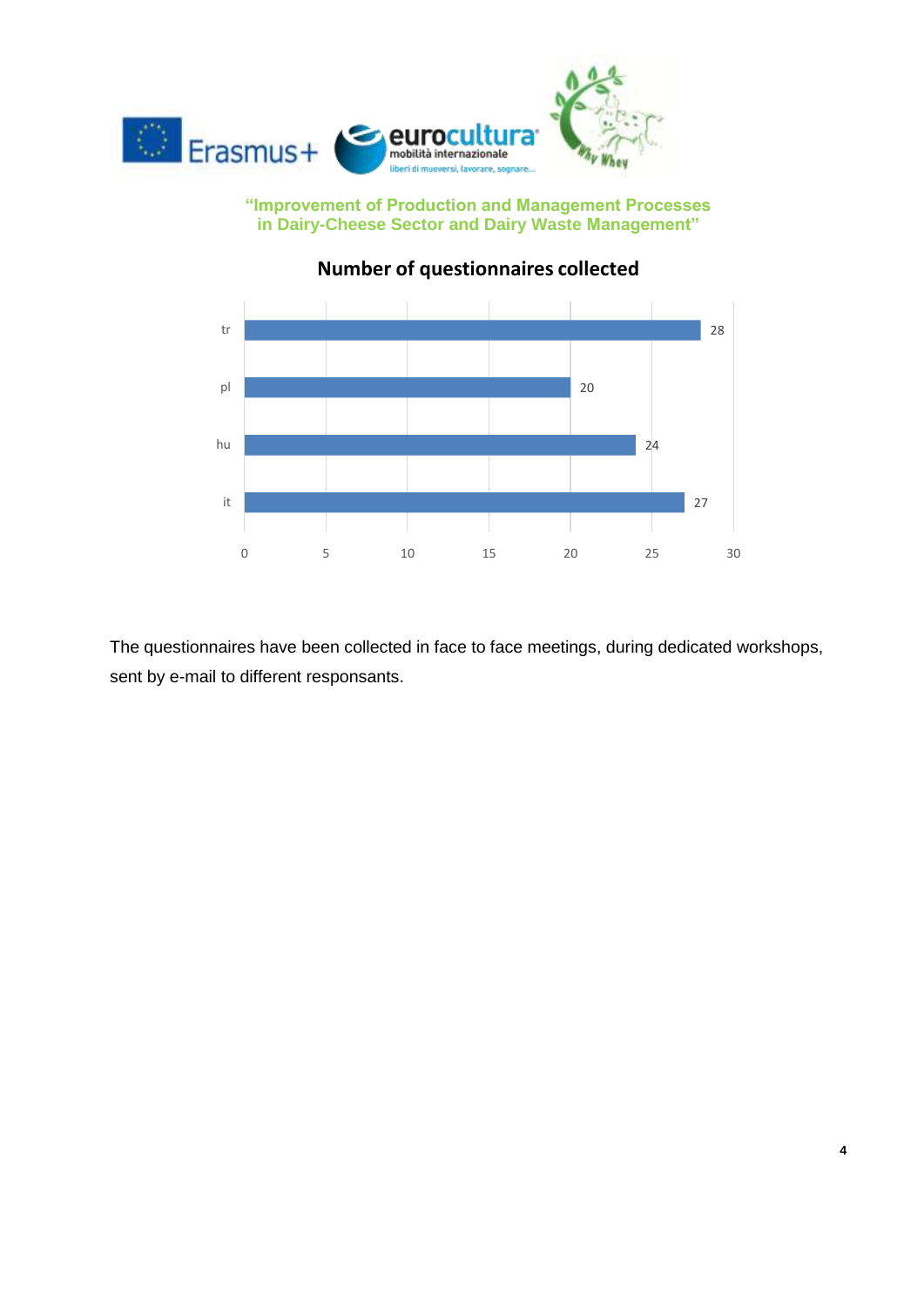**"Improvement of Production and Management Processes in Dairy-Cheese Sector and Dairy Waste Management"**

## Number of questionnaires collected

| Country | Number of questionnaires |
|---|---|
| tr | 28 |
| pl | 20 |
| hu | 24 |
| it | 27 |

The questionnaires have been collected in face to face meetings, during dedicated workshops, sent by e-mail to different responsants.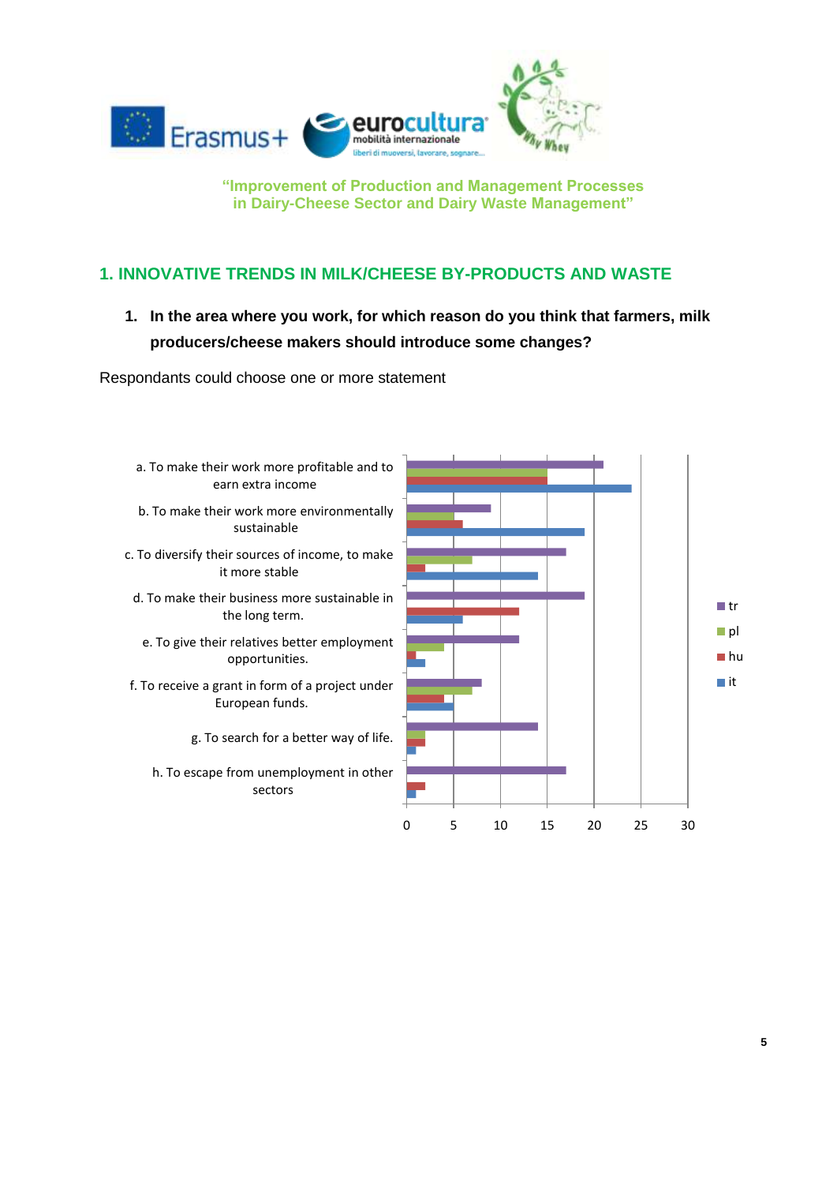"Improvement of Production and Management Processes in Dairy-Cheese Sector and Dairy Waste Management"

## 1. INNOVATIVE TRENDS IN MILK/CHEESE BY-PRODUCTS AND WASTE

**1. In the area where you work, for which reason do you think that farmers, milk producers/cheese makers should introduce some changes?**

Respondants could choose one or more statement

| | tr | pl | hu | it |
|---|---|---|---|---|
| a. To make their work more profitable and to earn extra income | 21 | 15 | 15 | 24 |
| b. To make their work more environmentally sustainable | 9 | 5 | 6 | 19 |
| c. To diversify their sources of income, to make it more stable | 17 | 7 | 2 | 14 |
| d. To make their business more sustainable in the long term. | 19 | | 12 | 6 |
| e. To give their relatives better employment opportunities. | 12 | 4 | 1 | 2 |
| f. To receive a grant in form of a project under European funds. | 8 | 7 | 4 | 5 |
| g. To search for a better way of life. | 14 | 2 | 2 | 1 |
| h. To escape from unemployment in other sectors | 17 | | 2 | 1 |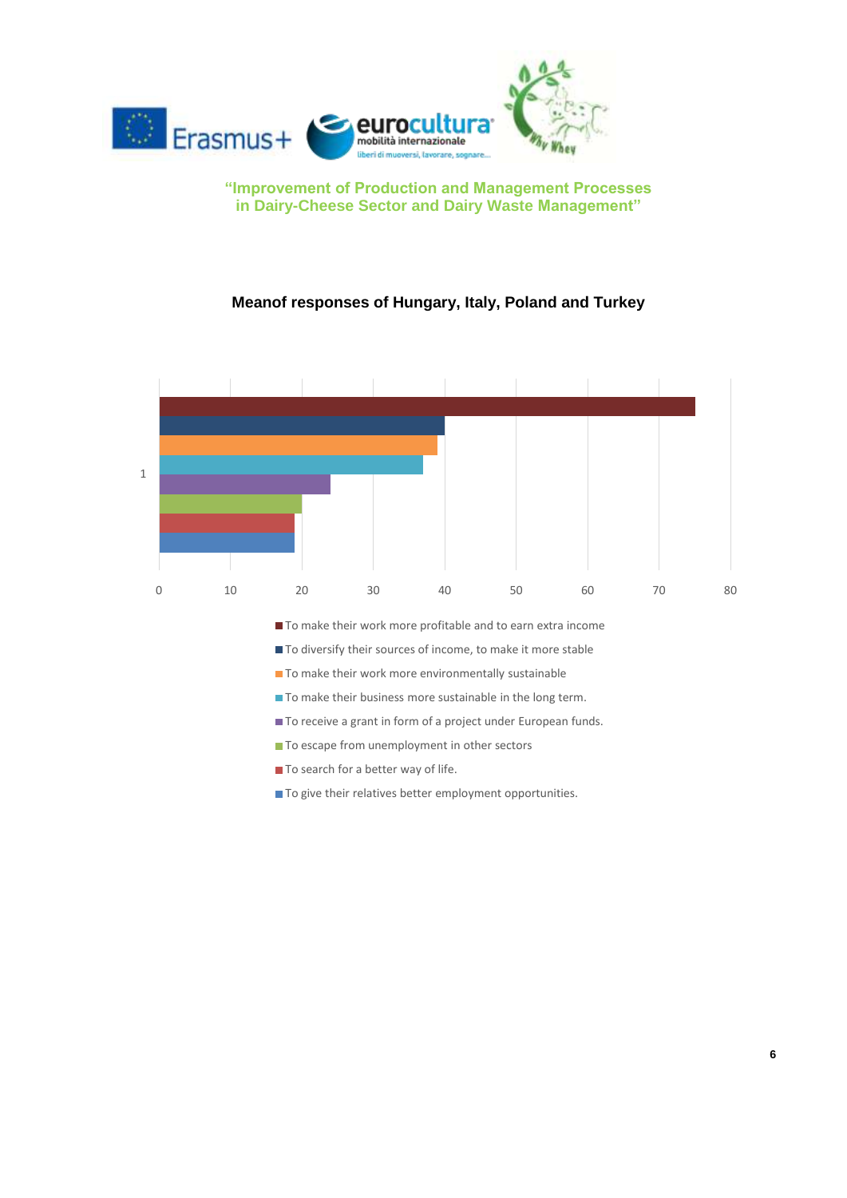"Improvement of Production and Management Processes in Dairy-Cheese Sector and Dairy Waste Management"

**Meanof responses of Hungary, Italy, Poland and Turkey**

- To make their work more profitable and to earn extra income
- To diversify their sources of income, to make it more stable
- To make their work more environmentally sustainable
- To make their business more sustainable in the long term.
- To receive a grant in form of a project under European funds.
- To escape from unemployment in other sectors
- To search for a better way of life.
- To give their relatives better employment opportunities.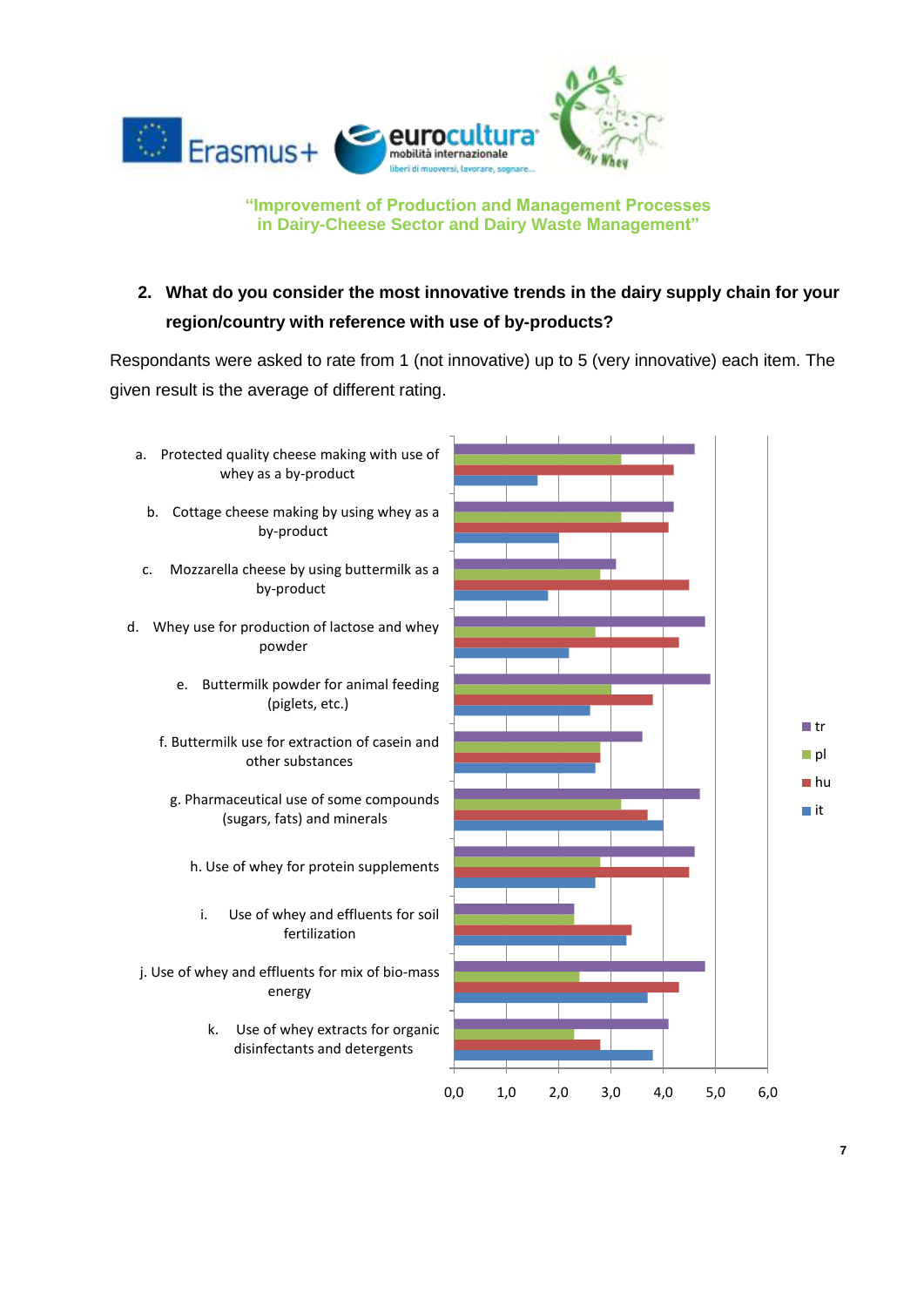**"Improvement of Production and Management Processes in Dairy-Cheese Sector and Dairy Waste Management"**

2. **What do you consider the most innovative trends in the dairy supply chain for your region/country with reference with use of by-products?**

Respondants were asked to rate from 1 (not innovative) up to 5 (very innovative) each item. The given result is the average of different rating.

| Item | tr | pl | hu | it |
|---|---|---|---|---|
| a. Protected quality cheese making with use of whey as a by-product | 4.6 | 3.2 | 4.2 | 1.6 |
| b. Cottage cheese making by using whey as a by-product | 4.2 | 3.2 | 4.1 | 2.0 |
| c. Mozzarella cheese by using buttermilk as a by-product | 3.1 | 2.8 | 4.5 | 1.8 |
| d. Whey use for production of lactose and whey powder | 4.8 | 2.7 | 4.3 | 2.2 |
| e. Buttermilk powder for animal feeding (piglets, etc.) | 4.9 | 3.0 | 3.8 | 2.6 |
| f. Buttermilk use for extraction of casein and other substances | 3.6 | 2.8 | 2.8 | 2.7 |
| g. Pharmaceutical use of some compounds (sugars, fats) and minerals | 4.7 | 3.2 | 3.7 | 4.0 |
| h. Use of whey for protein supplements | 4.6 | 2.8 | 4.5 | 2.7 |
| i. Use of whey and effluents for soil fertilization | 2.3 | 2.3 | 3.4 | 3.3 |
| j. Use of whey and effluents for mix of bio-mass energy | 4.8 | 2.4 | 4.3 | 3.7 |
| k. Use of whey extracts for organic disinfectants and detergents | 4.1 | 2.3 | 2.8 | 3.8 |

*Values are approximate readings from a bar chart (x-axis scale 0,0 to 6,0).*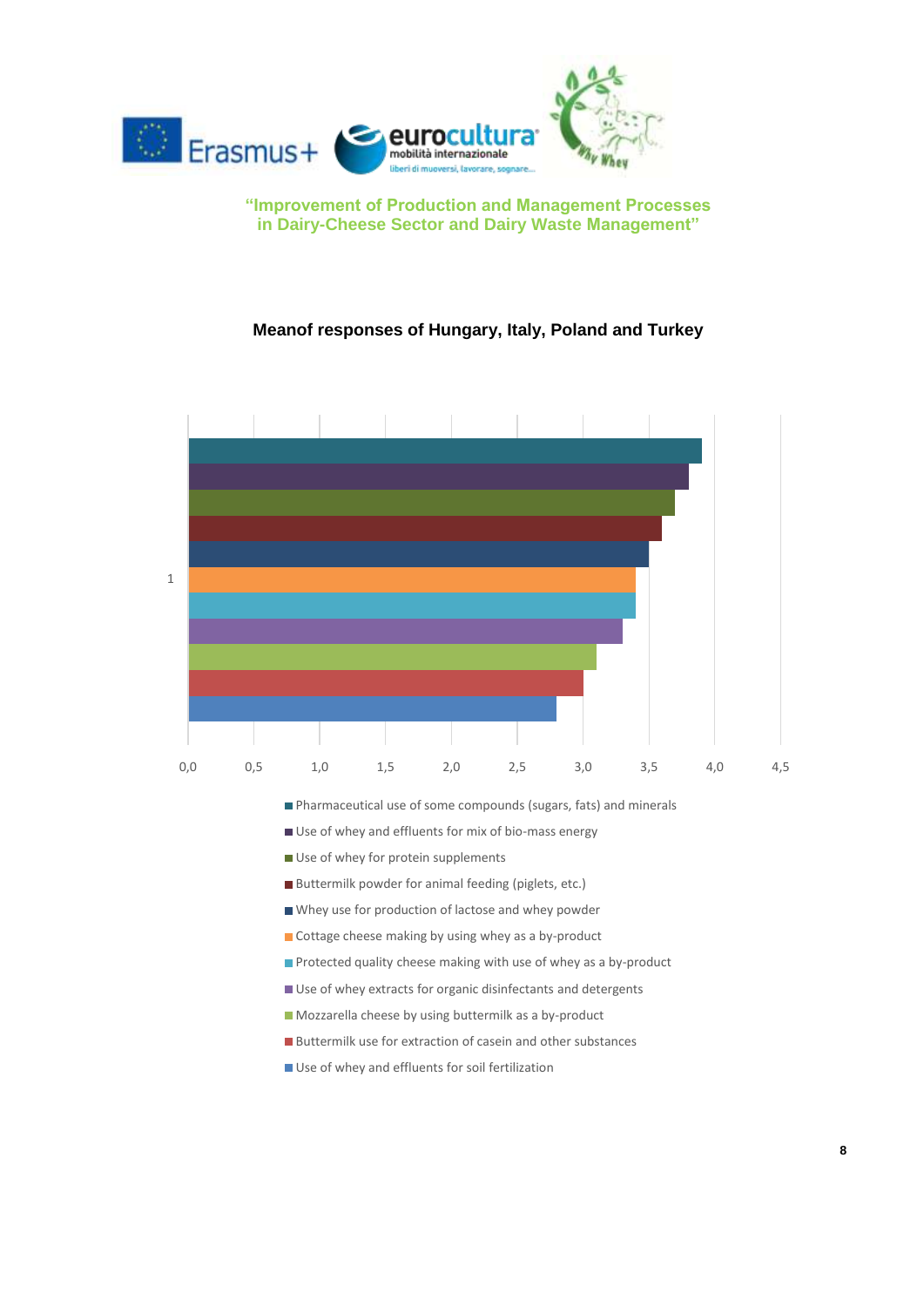"Improvement of Production and Management Processes in Dairy-Cheese Sector and Dairy Waste Management"

**Meanof responses of Hungary, Italy, Poland and Turkey**

| Category | Mean |
|---|---|
| Pharmaceutical use of some compounds (sugars, fats) and minerals | 3,9 |
| Use of whey and effluents for mix of bio-mass energy | 3,8 |
| Use of whey for protein supplements | 3,7 |
| Buttermilk powder for animal feeding (piglets, etc.) | 3,6 |
| Whey use for production of lactose and whey powder | 3,5 |
| Cottage cheese making by using whey as a by-product | 3,4 |
| Protected quality cheese making with use of whey as a by-product | 3,4 |
| Use of whey extracts for organic disinfectants and detergents | 3,3 |
| Mozzarella cheese by using buttermilk as a by-product | 3,1 |
| Buttermilk use for extraction of casein and other substances | 3,0 |
| Use of whey and effluents for soil fertilization | 2,8 |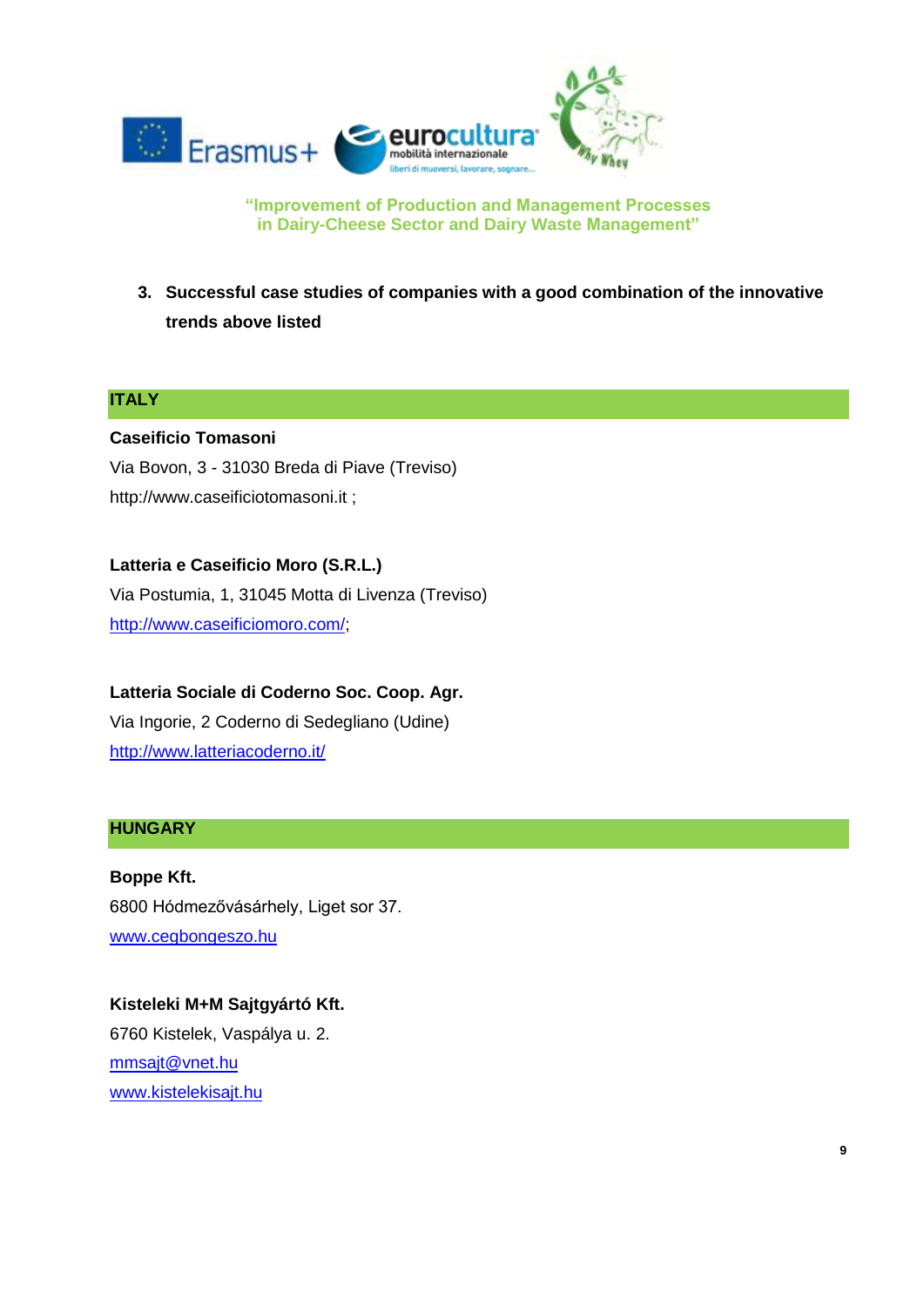3. **Successful case studies of companies with a good combination of the innovative trends above listed**

## ITALY

**Caseificio Tomasoni**
Via Bovon, 3 - 31030 Breda di Piave (Treviso)
http://www.caseificiotomasoni.it ;

**Latteria e Caseificio Moro (S.R.L.)**
Via Postumia, 1, 31045 Motta di Livenza (Treviso)
http://www.caseificiomoro.com/;

**Latteria Sociale di Coderno Soc. Coop. Agr.**
Via Ingorie, 2 Coderno di Sedegliano (Udine)
http://www.latteriacoderno.it/

## HUNGARY

**Boppe Kft.**
6800 Hódmezővásárhely, Liget sor 37.
www.cegbongeszo.hu

**Kisteleki M+M Sajtgyártó Kft.**
6760 Kistelek, Vaspálya u. 2.
mmsajt@vnet.hu
www.kistelekisajt.hu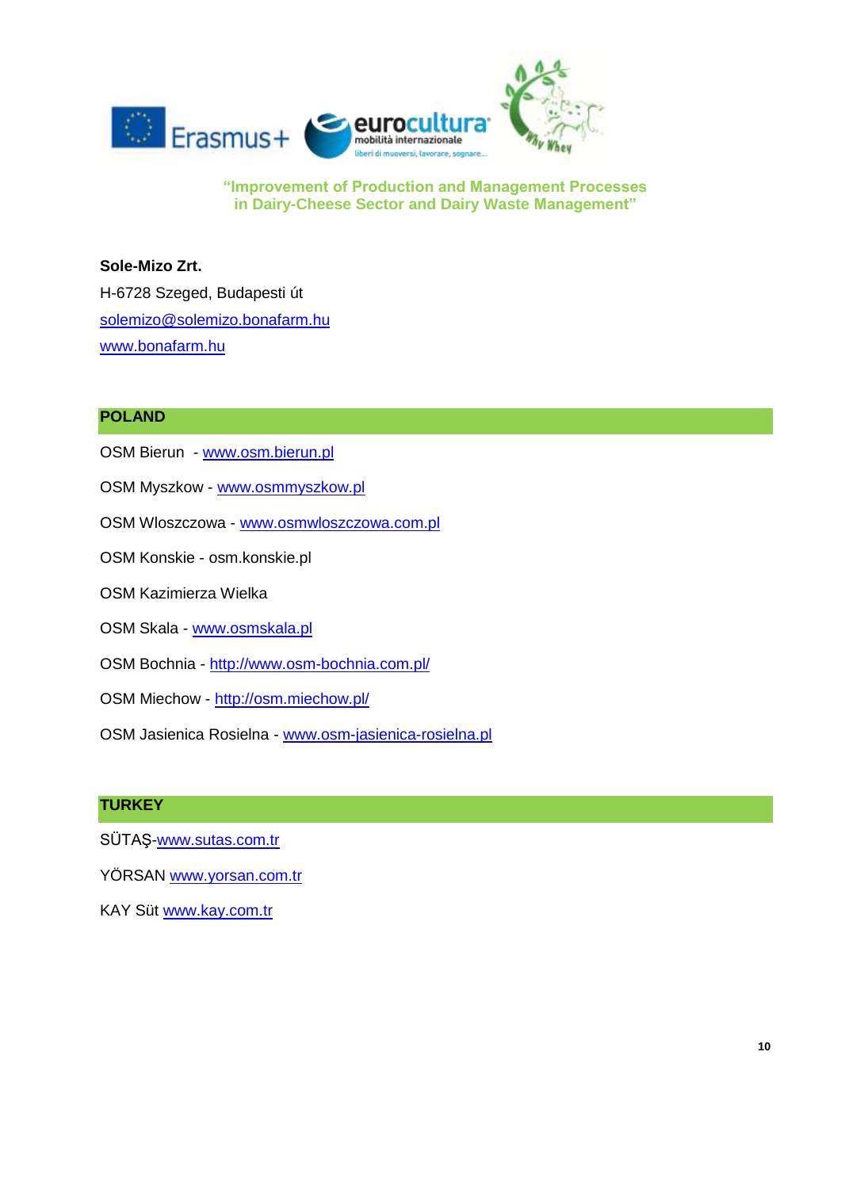**Sole-Mizo Zrt.**

H-6728 Szeged, Budapesti út

solemizo@solemizo.bonafarm.hu

www.bonafarm.hu

## POLAND

OSM Bierun - www.osm.bierun.pl

OSM Myszkow - www.osmmyszkow.pl

OSM Wloszczowa - www.osmwloszczowa.com.pl

OSM Konskie - osm.konskie.pl

OSM Kazimierza Wielka

OSM Skala - www.osmskala.pl

OSM Bochnia - http://www.osm-bochnia.com.pl/

OSM Miechow - http://osm.miechow.pl/

OSM Jasienica Rosielna - www.osm-jasienica-rosielna.pl

## TURKEY

SÜTAŞ-www.sutas.com.tr

YÖRSAN www.yorsan.com.tr

KAY Süt www.kay.com.tr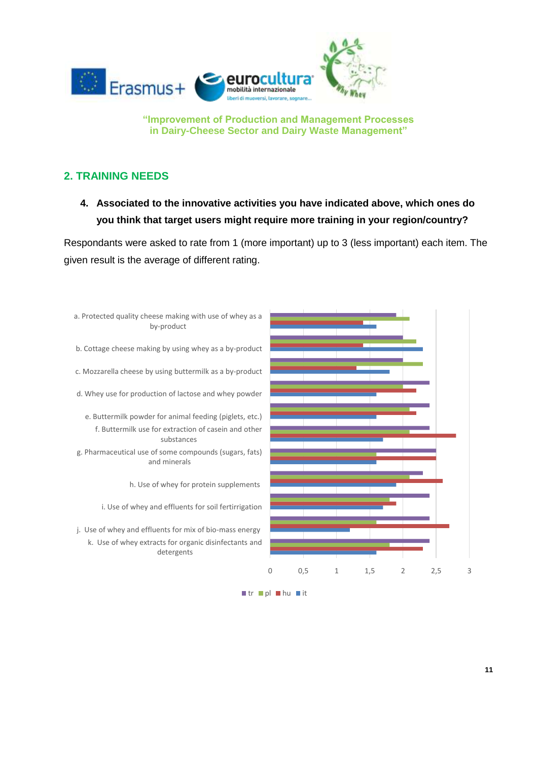## 2. TRAINING NEEDS

**4. Associated to the innovative activities you have indicated above, which ones do you think that target users might require more training in your region/country?**

Respondants were asked to rate from 1 (more important) up to 3 (less important) each item. The given result is the average of different rating.

a. Protected quality cheese making with use of whey as a by-product

b. Cottage cheese making by using whey as a by-product

c. Mozzarella cheese by using buttermilk as a by-product

d. Whey use for production of lactose and whey powder

e. Buttermilk powder for animal feeding (piglets, etc.)

f. Buttermilk use for extraction of casein and other substances

g. Pharmaceutical use of some compounds (sugars, fats) and minerals

h. Use of whey for protein supplements

i. Use of whey and effluents for soil fertirrigation

j. Use of whey and effluents for mix of bio-mass energy

k. Use of whey extracts for organic disinfectants and detergents

0 0,5 1 1,5 2 2,5 3

tr pl hu it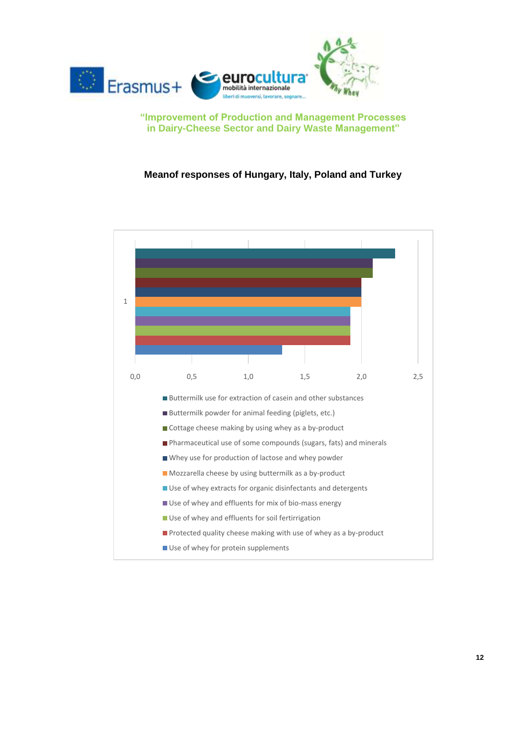"Improvement of Production and Management Processes in Dairy-Cheese Sector and Dairy Waste Management"

**Meanof responses of Hungary, Italy, Poland and Turkey**

| Item | Mean |
|---|---|
| Buttermilk use for extraction of casein and other substances | 2,3 |
| Buttermilk powder for animal feeding (piglets, etc.) | 2,1 |
| Cottage cheese making by using whey as a by-product | 2,1 |
| Pharmaceutical use of some compounds (sugars, fats) and minerals | 2,0 |
| Whey use for production of lactose and whey powder | 2,0 |
| Mozzarella cheese by using buttermilk as a by-product | 2,0 |
| Use of whey extracts for organic disinfectants and detergents | 1,9 |
| Use of whey and effluents for mix of bio-mass energy | 1,9 |
| Use of whey and effluents for soil fertirrigation | 1,9 |
| Protected quality cheese making with use of whey as a by-product | 1,9 |
| Use of whey for protein supplements | 1,3 |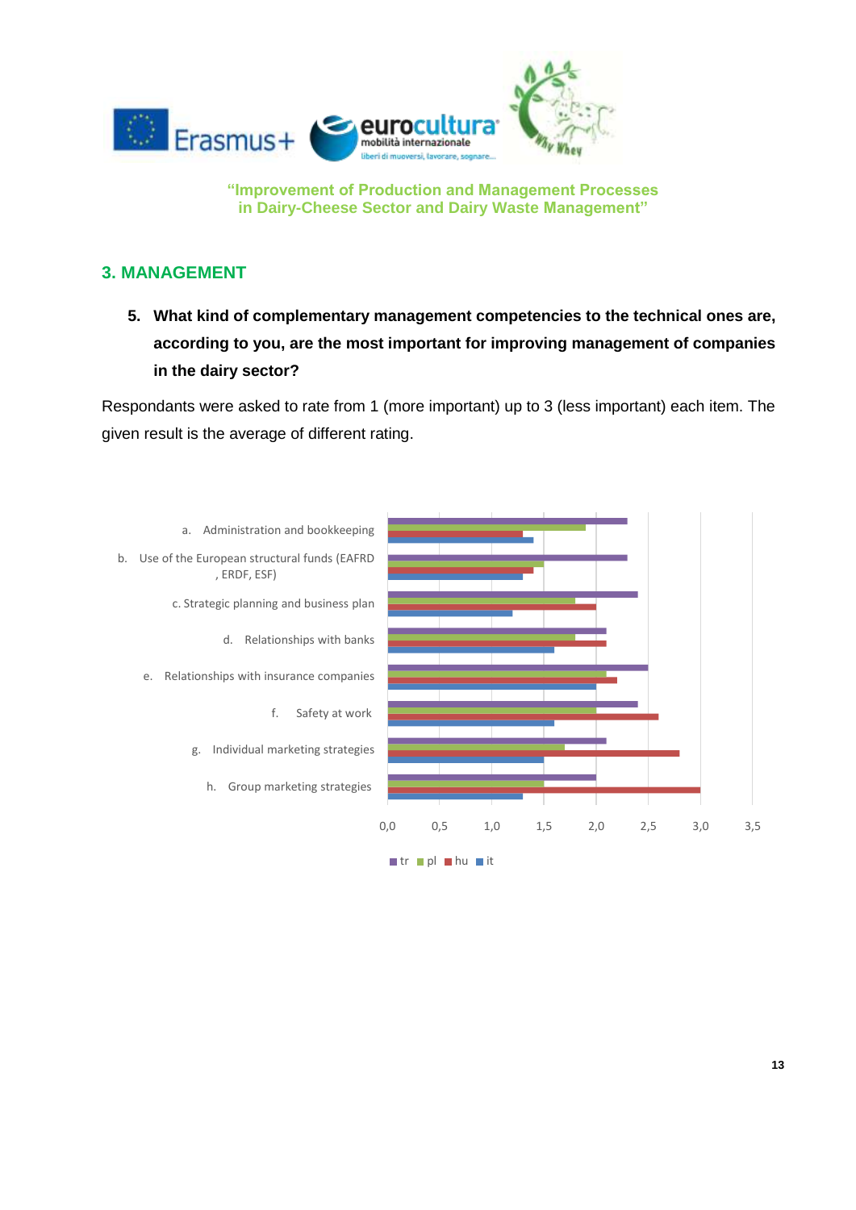"Improvement of Production and Management Processes in Dairy-Cheese Sector and Dairy Waste Management"

## 3. MANAGEMENT

5. **What kind of complementary management competencies to the technical ones are, according to you, are the most important for improving management of companies in the dairy sector?**

Respondants were asked to rate from 1 (more important) up to 3 (less important) each item. The given result is the average of different rating.

| Item | tr | pl | hu | it |
|---|---|---|---|---|
| a. Administration and bookkeeping | 2,3 | 1,9 | 1,3 | 1,4 |
| b. Use of the European structural funds (EAFRD, ERDF, ESF) | 2,3 | 1,5 | 1,4 | 1,3 |
| c. Strategic planning and business plan | 2,4 | 1,8 | 2,0 | 1,2 |
| d. Relationships with banks | 2,1 | 1,8 | 2,1 | 1,6 |
| e. Relationships with insurance companies | 2,5 | 2,1 | 2,2 | 2,0 |
| f. Safety at work | 2,4 | 2,0 | 2,6 | 1,6 |
| g. Individual marketing strategies | 2,1 | 1,7 | 2,8 | 1,5 |
| h. Group marketing strategies | 2,0 | 1,5 | 3,0 | 1,3 |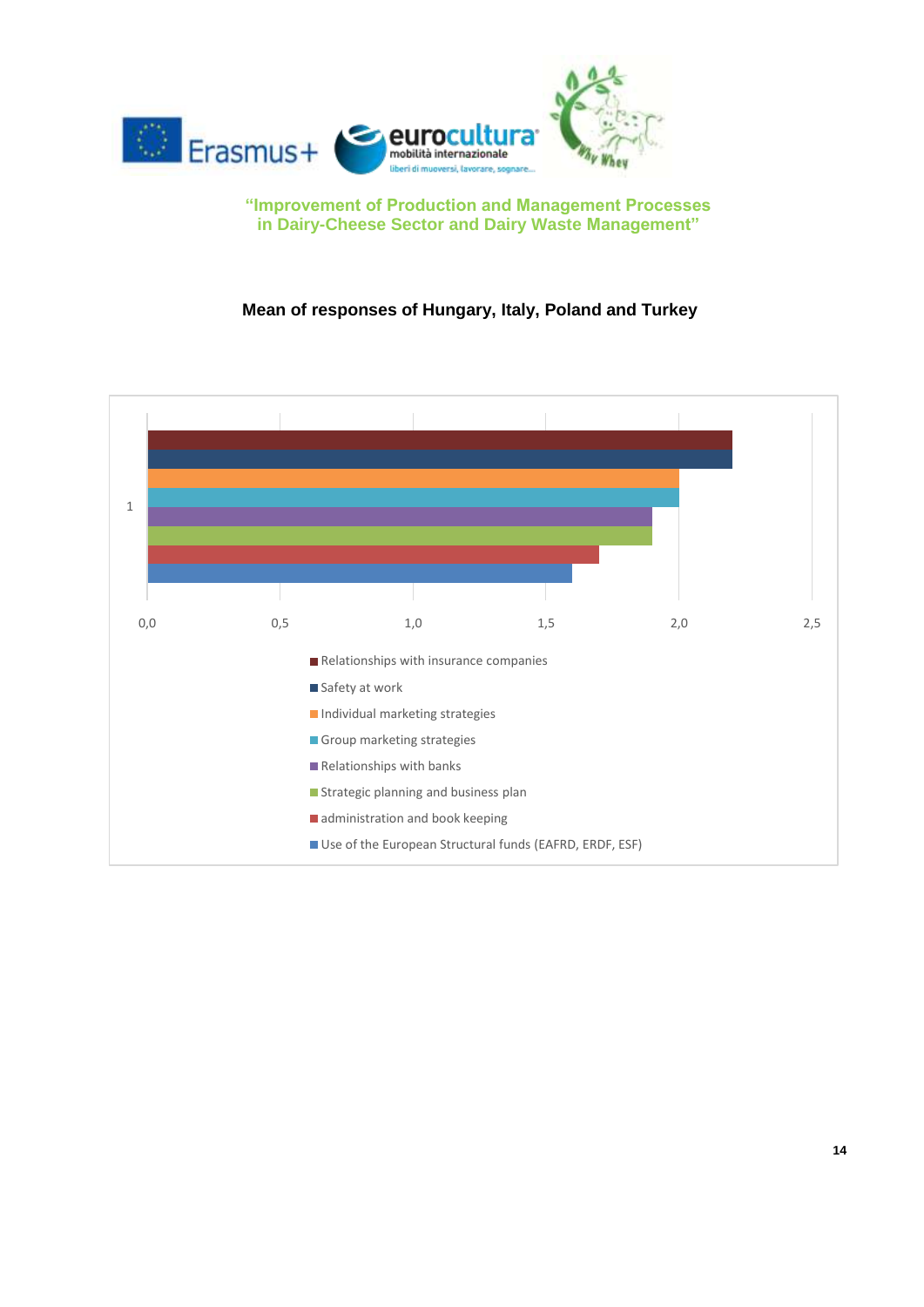"Improvement of Production and Management Processes in Dairy-Cheese Sector and Dairy Waste Management"

**Mean of responses of Hungary, Italy, Poland and Turkey**

| Category | Mean |
|---|---|
| Relationships with insurance companies | 2,2 |
| Safety at work | 2,2 |
| Individual marketing strategies | 2,0 |
| Group marketing strategies | 2,0 |
| Relationships with banks | 1,9 |
| Strategic planning and business plan | 1,9 |
| administration and book keeping | 1,7 |
| Use of the European Structural funds (EAFRD, ERDF, ESF) | 1,6 |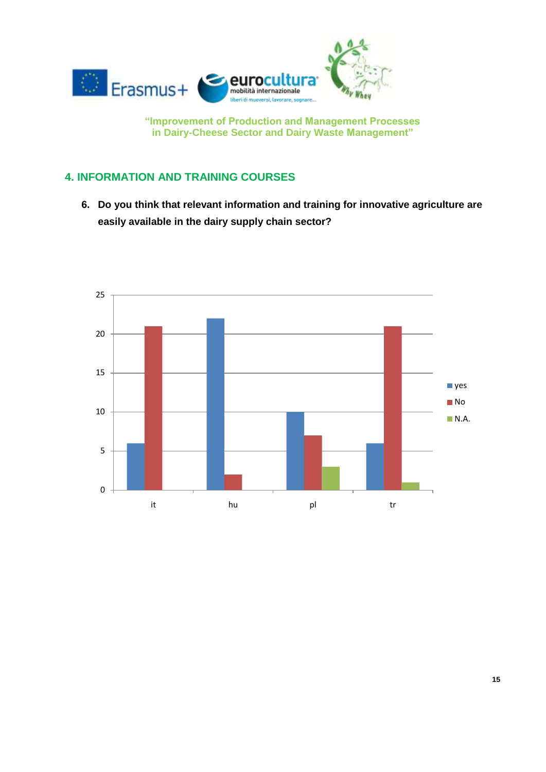## 4. INFORMATION AND TRAINING COURSES

6. **Do you think that relevant information and training for innovative agriculture are easily available in the dairy supply chain sector?**

| | yes | No | N.A. |
|---|---|---|---|
| it | 6 | 21 | |
| hu | 22 | 2 | |
| pl | 10 | 7 | 3 |
| tr | 6 | 21 | 1 |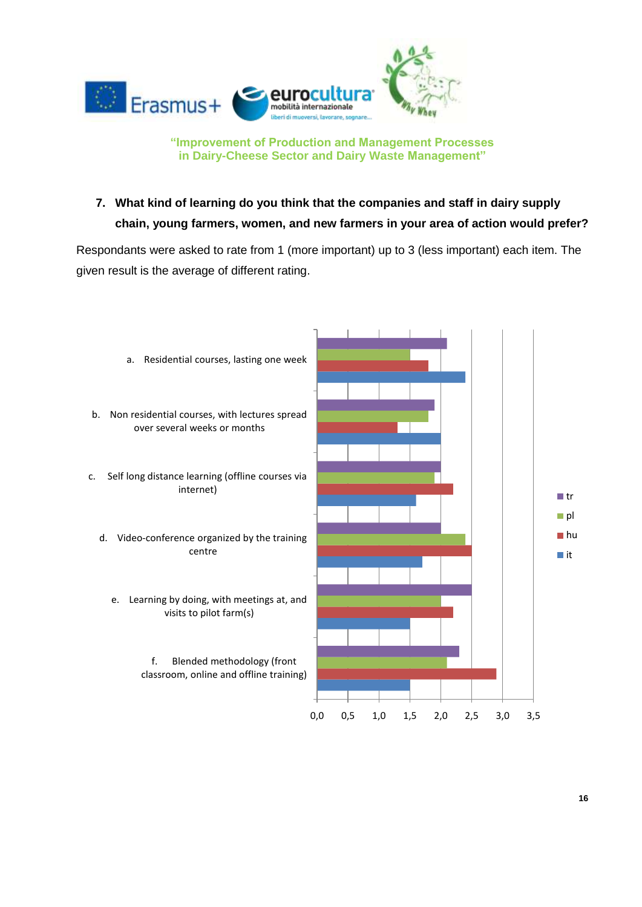**"Improvement of Production and Management Processes in Dairy-Cheese Sector and Dairy Waste Management"**

7. **What kind of learning do you think that the companies and staff in dairy supply chain, young farmers, women, and new farmers in your area of action would prefer?**

Respondants were asked to rate from 1 (more important) up to 3 (less important) each item. The given result is the average of different rating.

| | tr | pl | hu | it |
|---|---|---|---|---|
| a. Residential courses, lasting one week | 2,1 | 1,5 | 1,8 | 2,4 |
| b. Non residential courses, with lectures spread over several weeks or months | 1,9 | 1,8 | 1,3 | 2,0 |
| c. Self long distance learning (offline courses via internet) | 2,0 | 1,9 | 2,2 | 1,6 |
| d. Video-conference organized by the training centre | 2,0 | 2,4 | 2,5 | 1,7 |
| e. Learning by doing, with meetings at, and visits to pilot farm(s) | 2,5 | 2,0 | 2,2 | 1,5 |
| f. Blended methodology (front classroom, online and offline training) | 2,3 | 2,1 | 2,9 | 1,5 |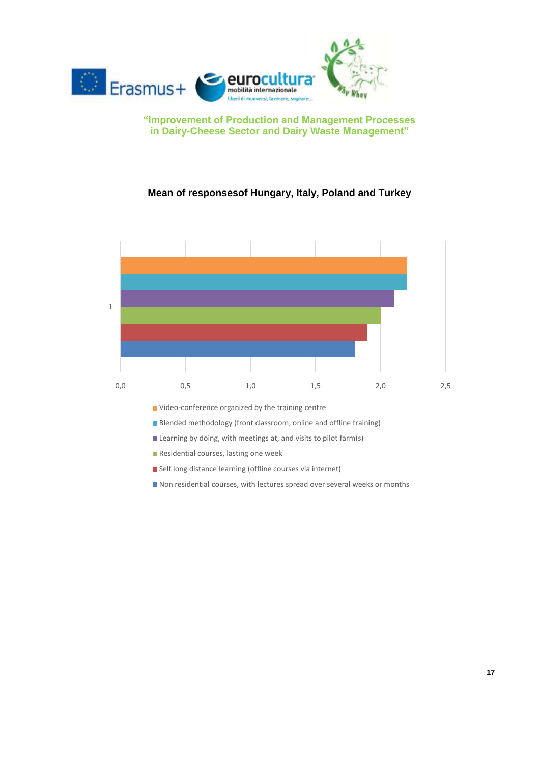"Improvement of Production and Management Processes in Dairy-Cheese Sector and Dairy Waste Management"

**Mean of responsesof Hungary, Italy, Poland and Turkey**

| Response | Mean |
| --- | --- |
| Video-conference organized by the training centre | 2.2 |
| Blended methodology (front classroom, online and offline training) | 2.2 |
| Learning by doing, with meetings at, and visits to pilot farm(s) | 2.1 |
| Residential courses, lasting one week | 2.0 |
| Self long distance learning (offline courses via internet) | 1.9 |
| Non residential courses, with lectures spread over several weeks or months | 1.8 |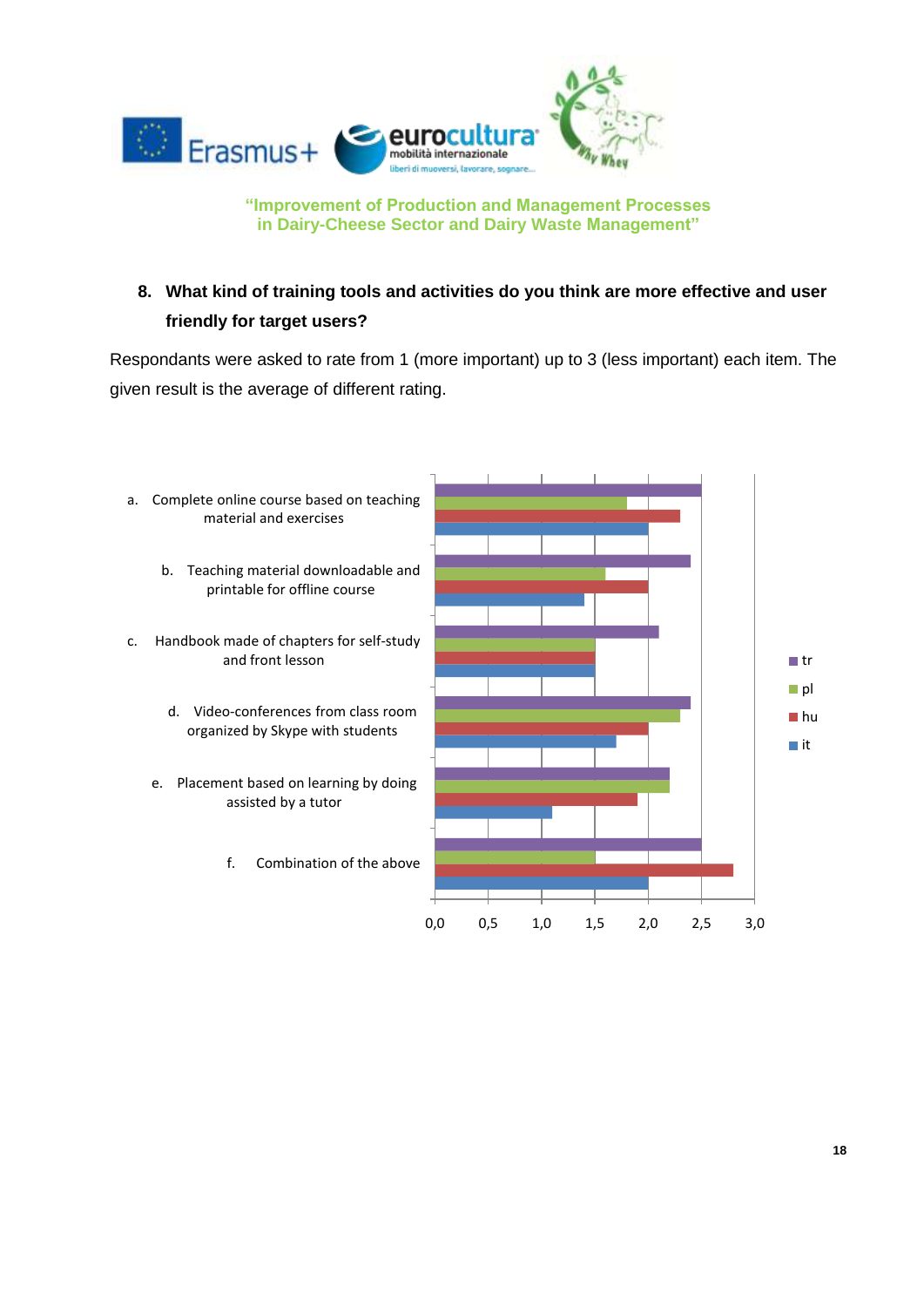**8. What kind of training tools and activities do you think are more effective and user friendly for target users?**

Respondants were asked to rate from 1 (more important) up to 3 (less important) each item. The given result is the average of different rating.

a. Complete online course based on teaching material and exercises

b. Teaching material downloadable and printable for offline course

c. Handbook made of chapters for self-study and front lesson

d. Video-conferences from class room organized by Skype with students

e. Placement based on learning by doing assisted by a tutor

f. Combination of the above

Legend: tr, pl, hu, it

Axis: 0,0 – 0,5 – 1,0 – 1,5 – 2,0 – 2,5 – 3,0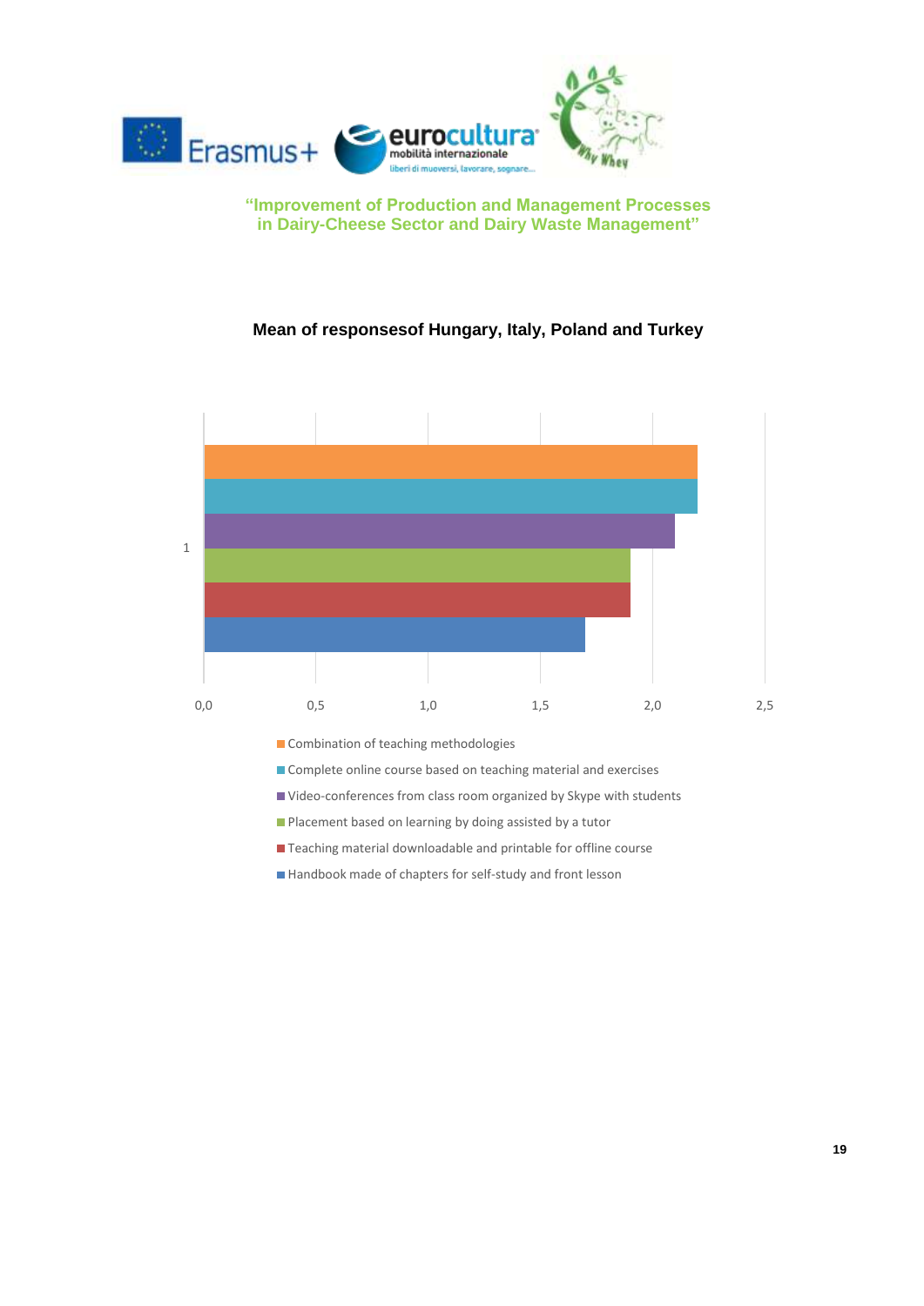"Improvement of Production and Management Processes in Dairy-Cheese Sector and Dairy Waste Management"

**Mean of responsesof Hungary, Italy, Poland and Turkey**

- Combination of teaching methodologies
- Complete online course based on teaching material and exercises
- Video-conferences from class room organized by Skype with students
- Placement based on learning by doing assisted by a tutor
- Teaching material downloadable and printable for offline course
- Handbook made of chapters for self-study and front lesson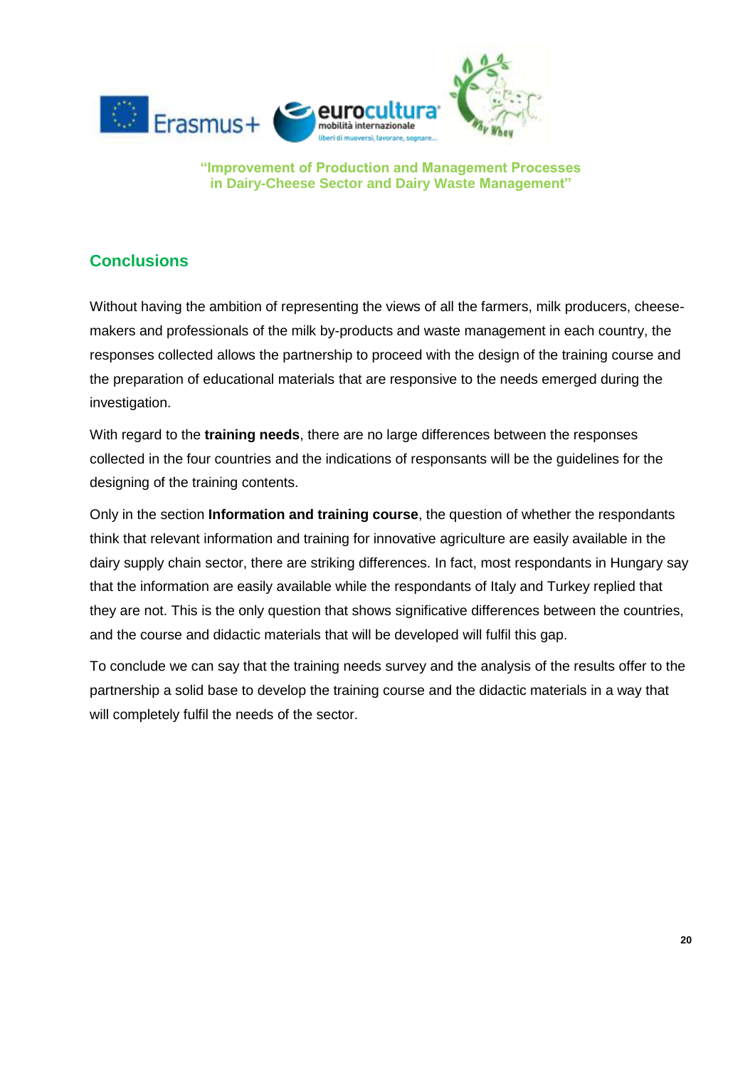## Conclusions

Without having the ambition of representing the views of all the farmers, milk producers, cheese-makers and professionals of the milk by-products and waste management in each country, the responses collected allows the partnership to proceed with the design of the training course and the preparation of educational materials that are responsive to the needs emerged during the investigation.

With regard to the **training needs**, there are no large differences between the responses collected in the four countries and the indications of responsants will be the guidelines for the designing of the training contents.

Only in the section **Information and training course**, the question of whether the respondants think that relevant information and training for innovative agriculture are easily available in the dairy supply chain sector, there are striking differences. In fact, most respondants in Hungary say that the information are easily available while the respondants of Italy and Turkey replied that they are not. This is the only question that shows significative differences between the countries, and the course and didactic materials that will be developed will fulfil this gap.

To conclude we can say that the training needs survey and the analysis of the results offer to the partnership a solid base to develop the training course and the didactic materials in a way that will completely fulfil the needs of the sector.